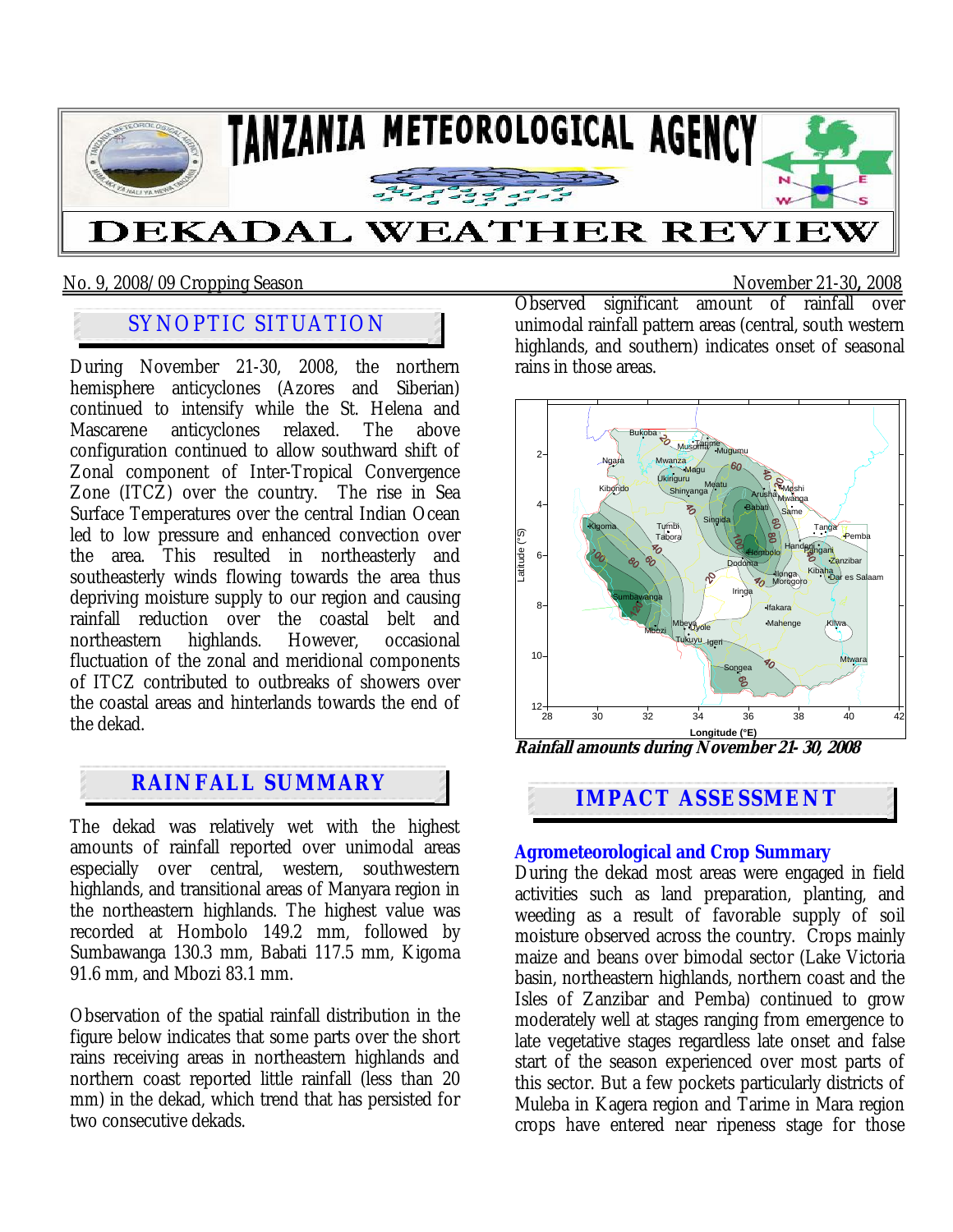# TANZANIA METEOROLOGICAL AGENCY

# DEKADAL WEATHER REVIEW

No. 9, 2008/09 Cropping Season — November 21-30, 2008

## SYNOPTIC SITUATION

During November 21-30, 2008, the northern hemisphere anticyclones (Azores and Siberian) continued to intensify while the St. Helena and Mascarene anticyclones relaxed. The above configuration continued to allow southward shift of Zonal component of Inter-Tropical Convergence Zone (ITCZ) over the country. The rise in Sea Surface Temperatures over the central Indian Ocean led to low pressure and enhanced convection over the area. This resulted in northeasterly and southeasterly winds flowing towards the area thus depriving moisture supply to our region and causing rainfall reduction over the coastal belt and northeastern highlands. However, occasional fluctuation of the zonal and meridional components of ITCZ contributed to outbreaks of showers over the coastal areas and hinterlands towards the end of the dekad.

## RAINFALL SUMMARY

The dekad was relatively wet with the highest amounts of rainfall reported over unimodal areas especially over central, western, southwestern highlands, and transitional areas of Manyara region in the northeastern highlands. The highest value was recorded at Hombolo 149.2 mm, followed by Sumbawanga 130.3 mm, Babati 117.5 mm, Kigoma 91.6 mm, and Mbozi 83.1 mm.

Observation of the spatial rainfall distribution in the figure below indicates that some parts over the short rains receiving areas in northeastern highlands and northern coast reported little rainfall (less than 20 mm) in the dekad, which trend that has persisted for two consecutive dekads.

Observed significant amount of rainfall over unimodal rainfall pattern areas (central, south western highlands, and southern) indicates onset of seasonal rains in those areas.

***Rainfall amounts during November 21- 30, 2008***

## IMPACT ASSESSMENT

### Agrometeorological and Crop Summary

During the dekad most areas were engaged in field activities such as land preparation, planting, and weeding as a result of favorable supply of soil moisture observed across the country. Crops mainly maize and beans over bimodal sector (Lake Victoria basin, northeastern highlands, northern coast and the Isles of Zanzibar and Pemba) continued to grow moderately well at stages ranging from emergence to late vegetative stages regardless late onset and false start of the season experienced over most parts of this sector. But a few pockets particularly districts of Muleba in Kagera region and Tarime in Mara region crops have entered near ripeness stage for those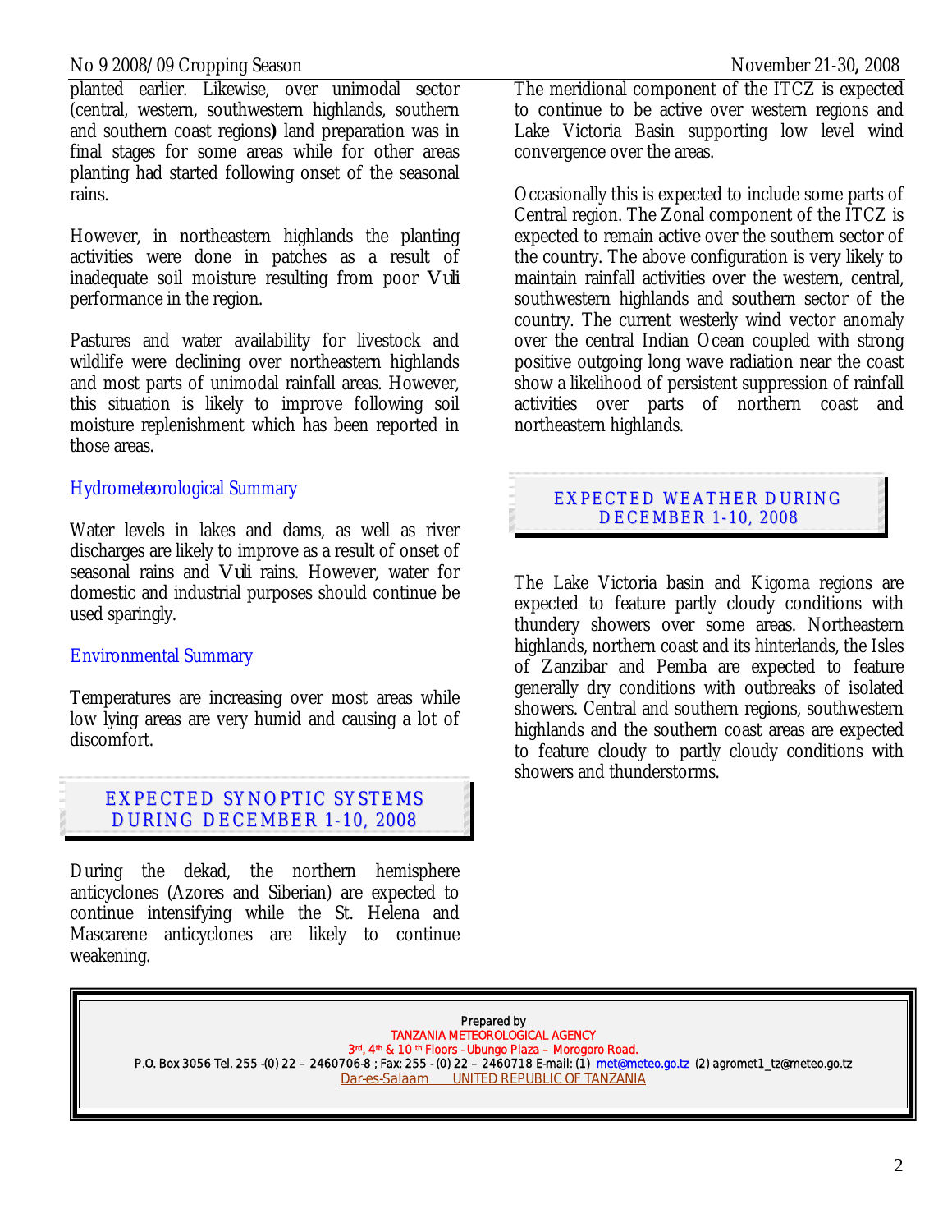planted earlier. Likewise, over unimodal sector (central, western, southwestern highlands, southern and southern coast regions**)** land preparation was in final stages for some areas while for other areas planting had started following onset of the seasonal rains.

However, in northeastern highlands the planting activities were done in patches as a result of inadequate soil moisture resulting from poor Vuli performance in the region.

Pastures and water availability for livestock and wildlife were declining over northeastern highlands and most parts of unimodal rainfall areas. However, this situation is likely to improve following soil moisture replenishment which has been reported in those areas.

## Hydrometeorological Summary

Water levels in lakes and dams, as well as river discharges are likely to improve as a result of onset of seasonal rains and Vuli rains. However, water for domestic and industrial purposes should continue be used sparingly.

## Environmental Summary

Temperatures are increasing over most areas while low lying areas are very humid and causing a lot of discomfort.

## EXPECTED SYNOPTIC SYSTEMS DURING DECEMBER 1-10, 2008

During the dekad, the northern hemisphere anticyclones (Azores and Siberian) are expected to continue intensifying while the St. Helena and Mascarene anticyclones are likely to continue weakening.

The meridional component of the ITCZ is expected to continue to be active over western regions and Lake Victoria Basin supporting low level wind convergence over the areas.

Occasionally this is expected to include some parts of Central region. The Zonal component of the ITCZ is expected to remain active over the southern sector of the country. The above configuration is very likely to maintain rainfall activities over the western, central, southwestern highlands and southern sector of the country. The current westerly wind vector anomaly over the central Indian Ocean coupled with strong positive outgoing long wave radiation near the coast show a likelihood of persistent suppression of rainfall activities over parts of northern coast and northeastern highlands.

## EXPECTED WEATHER DURING DECEMBER 1-10, 2008

The Lake Victoria basin and Kigoma regions are expected to feature partly cloudy conditions with thundery showers over some areas. Northeastern highlands, northern coast and its hinterlands, the Isles of Zanzibar and Pemba are expected to feature generally dry conditions with outbreaks of isolated showers. Central and southern regions, southwestern highlands and the southern coast areas are expected to feature cloudy to partly cloudy conditions with showers and thunderstorms.

Prepared by
TANZANIA METEOROLOGICAL AGENCY
3rd, 4th & 10 th Floors - Ubungo Plaza – Morogoro Road.
P.O. Box 3056 Tel. 255 -(0) 22 – 2460706-8 ; Fax: 255 - (0) 22 – 2460718 E-mail: (1) met@meteo.go.tz (2) agromet1_tz@meteo.go.tz
Dar-es-Salaam UNITED REPUBLIC OF TANZANIA